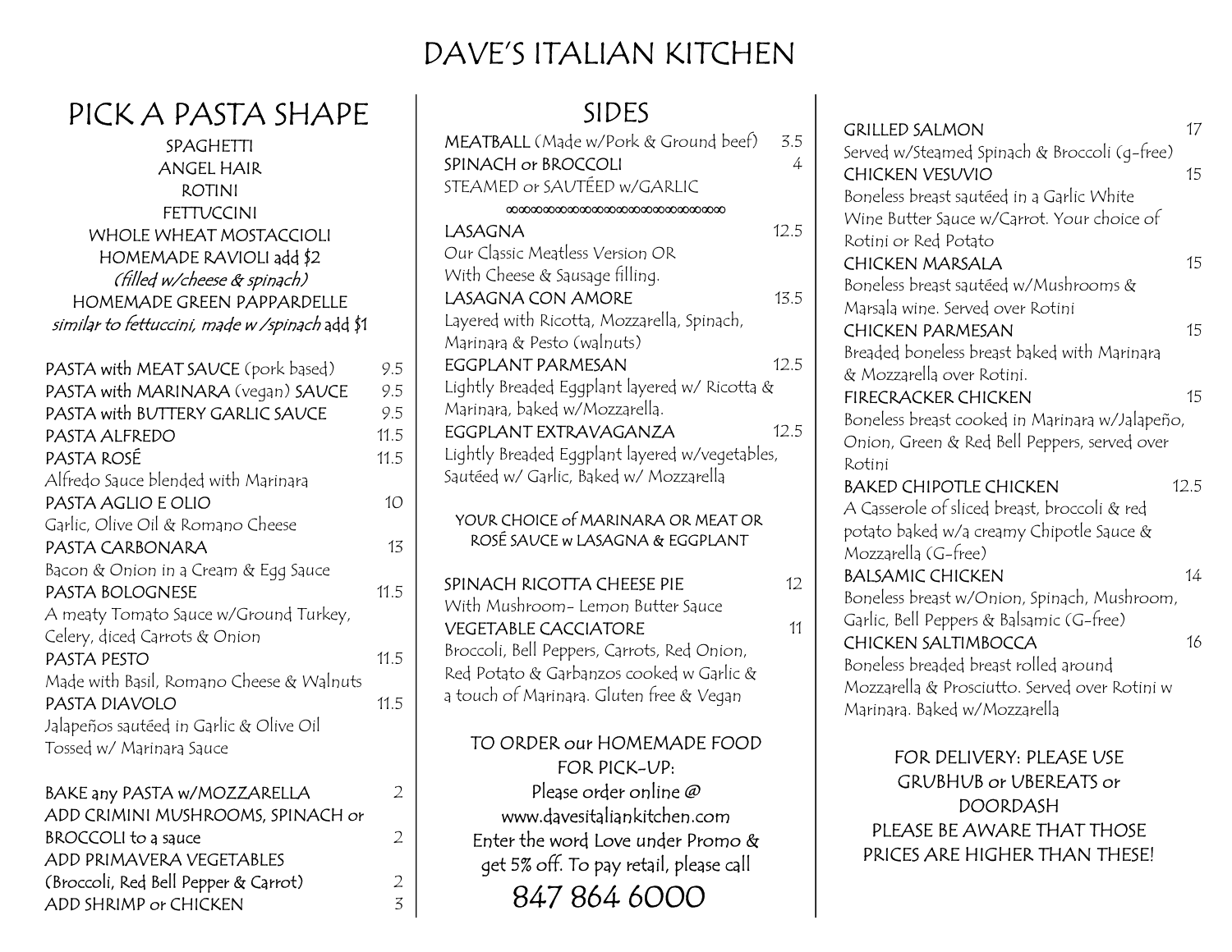# DAVE'S ITALIAN KITCHEN

## PICK A PASTA SHAPE

SPAGHETTI
ANGEL HAIR
ROTINI
FETTUCCINI
WHOLE WHEAT MOSTACCIOLI
HOMEMADE RAVIOLI add $2
*(filled w/cheese & spinach)*
HOMEMADE GREEN PAPPARDELLE
*similar to fettuccini, made w /spinach* add $1

| | |
|---|---|
| PASTA with MEAT SAUCE (pork based) | 9.5 |
| PASTA with MARINARA (vegan) SAUCE | 9.5 |
| PASTA with BUTTERY GARLIC SAUCE | 9.5 |
| PASTA ALFREDO | 11.5 |
| PASTA ROSÉ<br>Alfredo Sauce blended with Marinara | 11.5 |
| PASTA AGLIO E OLIO<br>Garlic, Olive Oil & Romano Cheese | 10 |
| PASTA CARBONARA<br>Bacon & Onion in a Cream & Egg Sauce | 13 |
| PASTA BOLOGNESE<br>A meaty Tomato Sauce w/Ground Turkey, Celery, diced Carrots & Onion | 11.5 |
| PASTA PESTO<br>Made with Basil, Romano Cheese & Walnuts | 11.5 |
| PASTA DIAVOLO<br>Jalapeños sautéed in Garlic & Olive Oil Tossed w/ Marinara Sauce | 11.5 |

| | |
|---|---|
| BAKE any PASTA w/MOZZARELLA | 2 |
| ADD CRIMINI MUSHROOMS, SPINACH or BROCCOLI to a sauce | 2 |
| ADD PRIMAVERA VEGETABLES (Broccoli, Red Bell Pepper & Carrot) | 2 |
| ADD SHRIMP or CHICKEN | 3 |

## SIDES

| | |
|---|---|
| MEATBALL (Made w/Pork & Ground beef) | 3.5 |
| SPINACH or BROCCOLI<br>STEAMED or SAUTÉED w/GARLIC | 4 |

| | |
|---|---|
| LASAGNA<br>Our Classic Meatless Version OR With Cheese & Sausage filling. | 12.5 |
| LASAGNA CON AMORE<br>Layered with Ricotta, Mozzarella, Spinach, Marinara & Pesto (walnuts) | 13.5 |
| EGGPLANT PARMESAN<br>Lightly Breaded Eggplant layered w/ Ricotta & Marinara, baked w/Mozzarella. | 12.5 |
| EGGPLANT EXTRAVAGANZA<br>Lightly Breaded Eggplant layered w/vegetables, Sautéed w/ Garlic, Baked w/ Mozzarella | 12.5 |

YOUR CHOICE of MARINARA OR MEAT OR ROSÉ SAUCE w LASAGNA & EGGPLANT

| | |
|---|---|
| SPINACH RICOTTA CHEESE PIE<br>With Mushroom- Lemon Butter Sauce | 12 |
| VEGETABLE CACCIATORE<br>Broccoli, Bell Peppers, Carrots, Red Onion, Red Potato & Garbanzos cooked w Garlic & a touch of Marinara. Gluten free & Vegan | 11 |

TO ORDER our HOMEMADE FOOD FOR PICK-UP:
Please order online @ www.davesitaliankitchen.com
Enter the word Love under Promo & get 5% off. To pay retail, please call
847 864 6000

| | |
|---|---|
| GRILLED SALMON<br>Served w/Steamed Spinach & Broccoli (g-free) | 17 |
| CHICKEN VESUVIO<br>Boneless breast sautéed in a Garlic White Wine Butter Sauce w/Carrot. Your choice of Rotini or Red Potato | 15 |
| CHICKEN MARSALA<br>Boneless breast sautéed w/Mushrooms & Marsala wine. Served over Rotini | 15 |
| CHICKEN PARMESAN<br>Breaded boneless breast baked with Marinara & Mozzarella over Rotini. | 15 |
| FIRECRACKER CHICKEN<br>Boneless breast cooked in Marinara w/Jalapeño, Onion, Green & Red Bell Peppers, served over Rotini | 15 |
| BAKED CHIPOTLE CHICKEN<br>A Casserole of sliced breast, broccoli & red potato baked w/a creamy Chipotle Sauce & Mozzarella (G-free) | 12.5 |
| BALSAMIC CHICKEN<br>Boneless breast w/Onion, Spinach, Mushroom, Garlic, Bell Peppers & Balsamic (G-free) | 14 |
| CHICKEN SALTIMBOCCA<br>Boneless breaded breast rolled around Mozzarella & Prosciutto. Served over Rotini w Marinara. Baked w/Mozzarella | 16 |

FOR DELIVERY: PLEASE USE GRUBHUB or UBEREATS or DOORDASH
PLEASE BE AWARE THAT THOSE PRICES ARE HIGHER THAN THESE!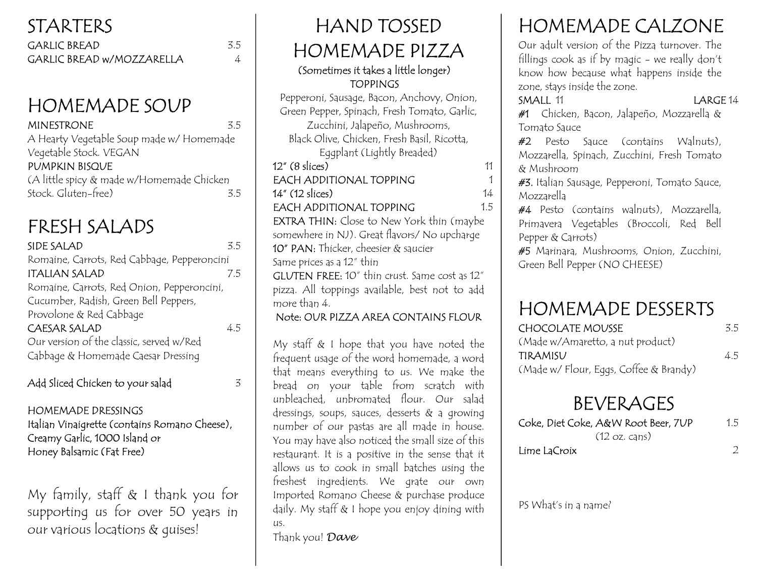# STARTERS

| | |
|---|---|
| GARLIC BREAD | 3.5 |
| GARLIC BREAD w/MOZZARELLA | 4 |

# HOMEMADE SOUP

MINESTRONE 3.5

A Hearty Vegetable Soup made w/ Homemade Vegetable Stock. VEGAN

PUMPKIN BISQUE

(A little spicy & made w/Homemade Chicken Stock. Gluten-free) 3.5

# FRESH SALADS

SIDE SALAD 3.5

Romaine, Carrots, Red Cabbage, Pepperoncini

ITALIAN SALAD 7.5

Romaine, Carrots, Red Onion, Pepperoncini, Cucumber, Radish, Green Bell Peppers, Provolone & Red Cabbage

CAESAR SALAD 4.5

Our version of the classic, served w/Red Cabbage & Homemade Caesar Dressing

Add Sliced Chicken to your salad 3

HOMEMADE DRESSINGS

Italian Vinaigrette (contains Romano Cheese), Creamy Garlic, 1000 Island or Honey Balsamic (Fat Free)

My family, staff & I thank you for supporting us for over 50 years in our various locations & guises!

# HAND TOSSED HOMEMADE PIZZA

(Sometimes it takes a little longer)

TOPPINGS

Pepperoni, Sausage, Bacon, Anchovy, Onion, Green Pepper, Spinach, Fresh Tomato, Garlic, Zucchini, Jalapeño, Mushrooms, Black Olive, Chicken, Fresh Basil, Ricotta, Eggplant (Lightly Breaded)

| | |
|---|---|
| 12" (8 slices) | 11 |
| EACH ADDITIONAL TOPPING | 1 |
| 14" (12 slices) | 14 |
| EACH ADDITIONAL TOPPING | 1.5 |

EXTRA THIN: Close to New York thin (maybe somewhere in NJ). Great flavors/ No upcharge

10" PAN: Thicker, cheesier & saucier Same prices as a 12" thin

GLUTEN FREE: 10" thin crust. Same cost as 12" pizza. All toppings available, best not to add more than 4.

Note: OUR PIZZA AREA CONTAINS FLOUR

My staff & I hope that you have noted the frequent usage of the word homemade, a word that means everything to us. We make the bread on your table from scratch with unbleached, unbromated flour. Our salad dressings, soups, sauces, desserts & a growing number of our pastas are all made in house. You may have also noticed the small size of this restaurant. It is a positive in the sense that it allows us to cook in small batches using the freshest ingredients. We grate our own Imported Romano Cheese & purchase produce daily. My staff & I hope you enjoy dining with us.

Thank you! *Dave*

# HOMEMADE CALZONE

Our adult version of the Pizza turnover. The fillings cook as if by magic - we really don't know how because what happens inside the zone, stays inside the zone.

SMALL 11 LARGE 14

#1 Chicken, Bacon, Jalapeño, Mozzarella & Tomato Sauce

#2 Pesto Sauce (contains Walnuts), Mozzarella, Spinach, Zucchini, Fresh Tomato & Mushroom

#3. Italian Sausage, Pepperoni, Tomato Sauce, Mozzarella

#4 Pesto (contains walnuts), Mozzarella, Primavera Vegetables (Broccoli, Red Bell Pepper & Carrots)

#5 Marinara, Mushrooms, Onion, Zucchini, Green Bell Pepper (NO CHEESE)

# HOMEMADE DESSERTS

CHOCOLATE MOUSSE 3.5

(Made w/Amaretto, a nut product)

TIRAMISU 4.5

(Made w/ Flour, Eggs, Coffee & Brandy)

# BEVERAGES

Coke, Diet Coke, A&W Root Beer, 7UP 1.5

(12 oz. cans)

Lime LaCroix 2

PS What's in a name?